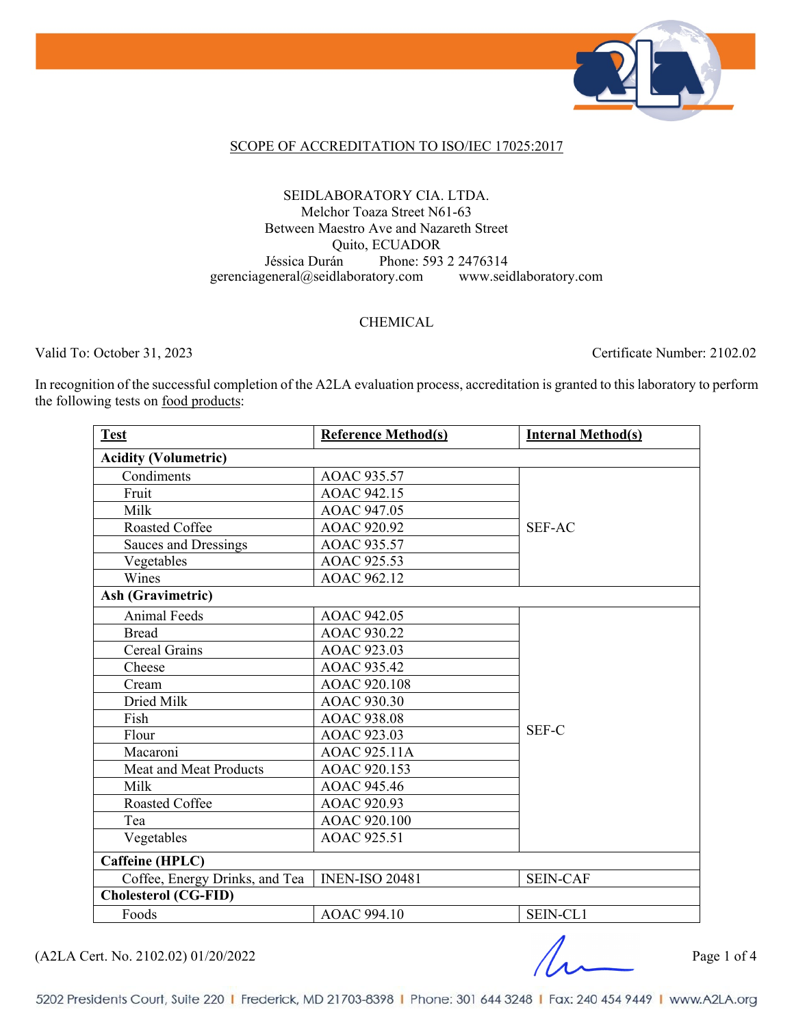SCOPE OF ACCREDITATION TO ISO/IEC 17025:2017

SEIDLABORATORY CIA. LTDA.
Melchor Toaza Street N61-63
Between Maestro Ave and Nazareth Street
Quito, ECUADOR
Jéssica Durán     Phone: 593 2 2476314
gerenciageneral@seidlaboratory.com     www.seidlaboratory.com

CHEMICAL

Valid To: October 31, 2023     Certificate Number: 2102.02

In recognition of the successful completion of the A2LA evaluation process, accreditation is granted to this laboratory to perform the following tests on food products:

| Test | Reference Method(s) | Internal Method(s) |
|---|---|---|
| **Acidity (Volumetric)** | | |
| Condiments | AOAC 935.57 | SEF-AC |
| Fruit | AOAC 942.15 | |
| Milk | AOAC 947.05 | |
| Roasted Coffee | AOAC 920.92 | |
| Sauces and Dressings | AOAC 935.57 | |
| Vegetables | AOAC 925.53 | |
| Wines | AOAC 962.12 | |
| **Ash (Gravimetric)** | | |
| Animal Feeds | AOAC 942.05 | SEF-C |
| Bread | AOAC 930.22 | |
| Cereal Grains | AOAC 923.03 | |
| Cheese | AOAC 935.42 | |
| Cream | AOAC 920.108 | |
| Dried Milk | AOAC 930.30 | |
| Fish | AOAC 938.08 | |
| Flour | AOAC 923.03 | |
| Macaroni | AOAC 925.11A | |
| Meat and Meat Products | AOAC 920.153 | |
| Milk | AOAC 945.46 | |
| Roasted Coffee | AOAC 920.93 | |
| Tea | AOAC 920.100 | |
| Vegetables | AOAC 925.51 | |
| **Caffeine (HPLC)** | | |
| Coffee, Energy Drinks, and Tea | INEN-ISO 20481 | SEIN-CAF |
| **Cholesterol (CG-FID)** | | |
| Foods | AOAC 994.10 | SEIN-CL1 |

(A2LA Cert. No. 2102.02) 01/20/2022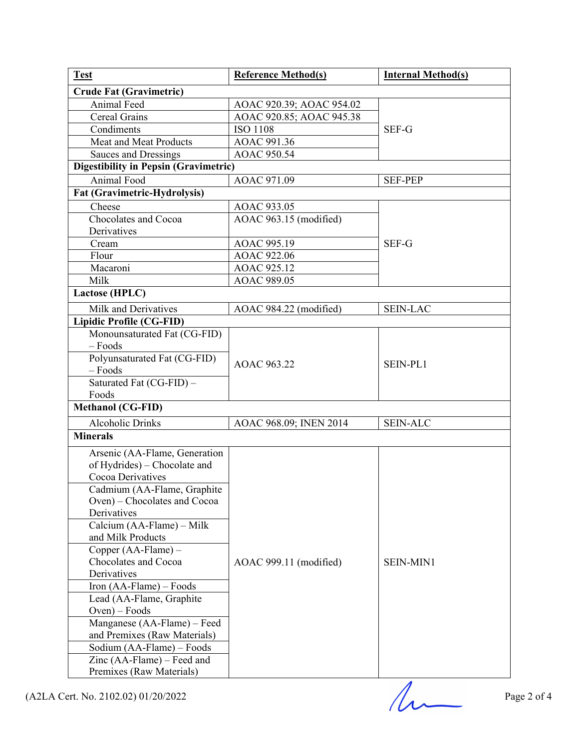| Test | Reference Method(s) | Internal Method(s) |
|---|---|---|
| **Crude Fat (Gravimetric)** | | |
| Animal Feed | AOAC 920.39; AOAC 954.02 | SEF-G |
| Cereal Grains | AOAC 920.85; AOAC 945.38 | SEF-G |
| Condiments | ISO 1108 | SEF-G |
| Meat and Meat Products | AOAC 991.36 | SEF-G |
| Sauces and Dressings | AOAC 950.54 | SEF-G |
| **Digestibility in Pepsin (Gravimetric)** | | |
| Animal Food | AOAC 971.09 | SEF-PEP |
| **Fat (Gravimetric-Hydrolysis)** | | |
| Cheese | AOAC 933.05 | SEF-G |
| Chocolates and Cocoa Derivatives | AOAC 963.15 (modified) | SEF-G |
| Cream | AOAC 995.19 | SEF-G |
| Flour | AOAC 922.06 | SEF-G |
| Macaroni | AOAC 925.12 | SEF-G |
| Milk | AOAC 989.05 | SEF-G |
| **Lactose (HPLC)** | | |
| Milk and Derivatives | AOAC 984.22 (modified) | SEIN-LAC |
| **Lipidic Profile (CG-FID)** | | |
| Monounsaturated Fat (CG-FID) – Foods | AOAC 963.22 | SEIN-PL1 |
| Polyunsaturated Fat (CG-FID) – Foods | AOAC 963.22 | SEIN-PL1 |
| Saturated Fat (CG-FID) – Foods | AOAC 963.22 | SEIN-PL1 |
| **Methanol (CG-FID)** | | |
| Alcoholic Drinks | AOAC 968.09; INEN 2014 | SEIN-ALC |
| **Minerals** | | |
| Arsenic (AA-Flame, Generation of Hydrides) – Chocolate and Cocoa Derivatives | AOAC 999.11 (modified) | SEIN-MIN1 |
| Cadmium (AA-Flame, Graphite Oven) – Chocolates and Cocoa Derivatives | AOAC 999.11 (modified) | SEIN-MIN1 |
| Calcium (AA-Flame) – Milk and Milk Products | AOAC 999.11 (modified) | SEIN-MIN1 |
| Copper (AA-Flame) – Chocolates and Cocoa Derivatives | AOAC 999.11 (modified) | SEIN-MIN1 |
| Iron (AA-Flame) – Foods | AOAC 999.11 (modified) | SEIN-MIN1 |
| Lead (AA-Flame, Graphite Oven) – Foods | AOAC 999.11 (modified) | SEIN-MIN1 |
| Manganese (AA-Flame) – Feed and Premixes (Raw Materials) | AOAC 999.11 (modified) | SEIN-MIN1 |
| Sodium (AA-Flame) – Foods | AOAC 999.11 (modified) | SEIN-MIN1 |
| Zinc (AA-Flame) – Feed and Premixes (Raw Materials) | AOAC 999.11 (modified) | SEIN-MIN1 |

(A2LA Cert. No. 2102.02) 01/20/2022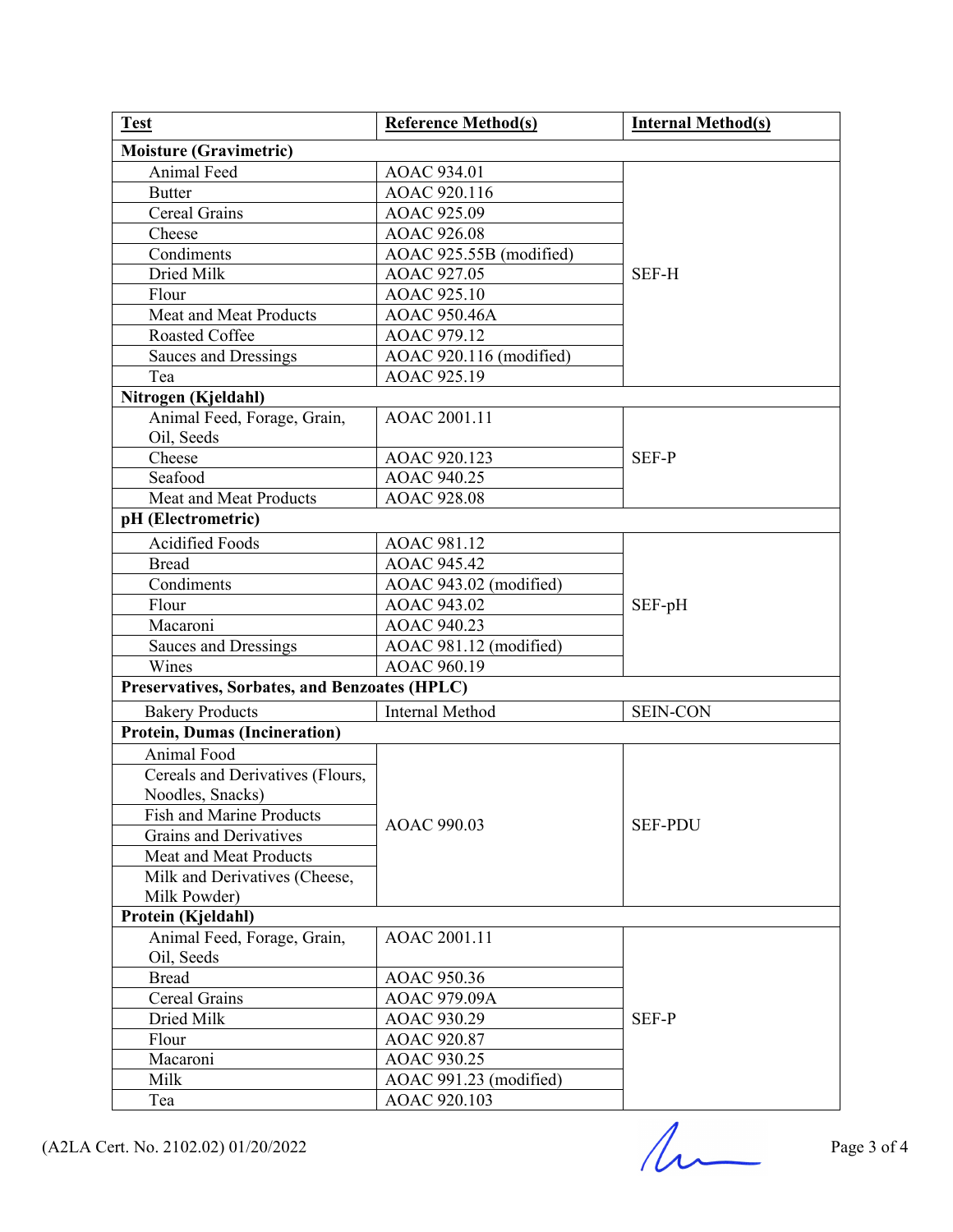| Test | Reference Method(s) | Internal Method(s) |
|---|---|---|
| **Moisture (Gravimetric)** | | |
| Animal Feed | AOAC 934.01 | SEF-H |
| Butter | AOAC 920.116 | |
| Cereal Grains | AOAC 925.09 | |
| Cheese | AOAC 926.08 | |
| Condiments | AOAC 925.55B (modified) | |
| Dried Milk | AOAC 927.05 | |
| Flour | AOAC 925.10 | |
| Meat and Meat Products | AOAC 950.46A | |
| Roasted Coffee | AOAC 979.12 | |
| Sauces and Dressings | AOAC 920.116 (modified) | |
| Tea | AOAC 925.19 | |
| **Nitrogen (Kjeldahl)** | | |
| Animal Feed, Forage, Grain, Oil, Seeds | AOAC 2001.11 | SEF-P |
| Cheese | AOAC 920.123 | |
| Seafood | AOAC 940.25 | |
| Meat and Meat Products | AOAC 928.08 | |
| **pH (Electrometric)** | | |
| Acidified Foods | AOAC 981.12 | SEF-pH |
| Bread | AOAC 945.42 | |
| Condiments | AOAC 943.02 (modified) | |
| Flour | AOAC 943.02 | |
| Macaroni | AOAC 940.23 | |
| Sauces and Dressings | AOAC 981.12 (modified) | |
| Wines | AOAC 960.19 | |
| **Preservatives, Sorbates, and Benzoates (HPLC)** | | |
| Bakery Products | Internal Method | SEIN-CON |
| **Protein, Dumas (Incineration)** | | |
| Animal Food | AOAC 990.03 | SEF-PDU |
| Cereals and Derivatives (Flours, Noodles, Snacks) | | |
| Fish and Marine Products | | |
| Grains and Derivatives | | |
| Meat and Meat Products | | |
| Milk and Derivatives (Cheese, Milk Powder) | | |
| **Protein (Kjeldahl)** | | |
| Animal Feed, Forage, Grain, Oil, Seeds | AOAC 2001.11 | SEF-P |
| Bread | AOAC 950.36 | |
| Cereal Grains | AOAC 979.09A | |
| Dried Milk | AOAC 930.29 | |
| Flour | AOAC 920.87 | |
| Macaroni | AOAC 930.25 | |
| Milk | AOAC 991.23 (modified) | |
| Tea | AOAC 920.103 | |

(A2LA Cert. No. 2102.02) 01/20/2022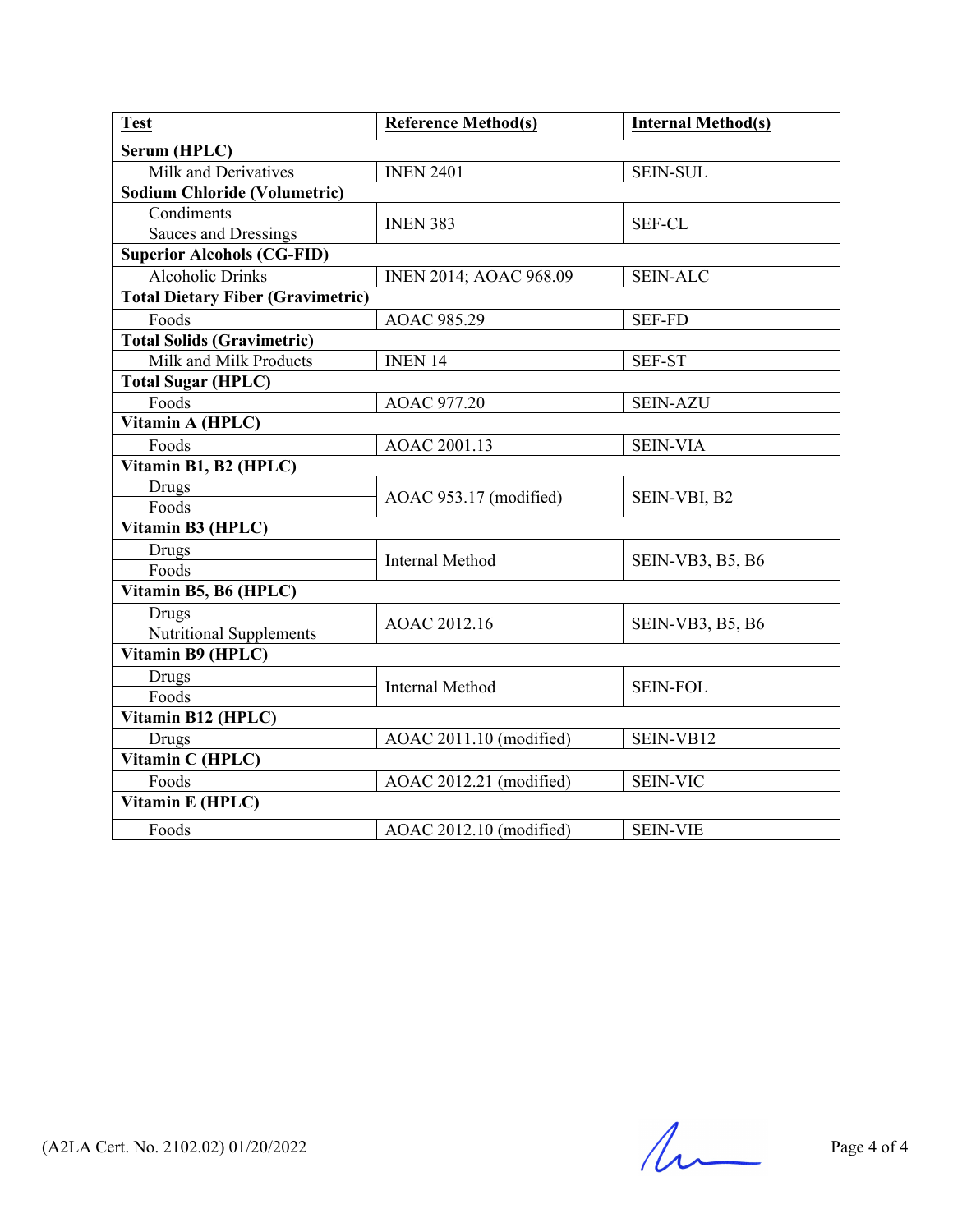| Test | Reference Method(s) | Internal Method(s) |
|---|---|---|
| **Serum (HPLC)** | | |
| Milk and Derivatives | INEN 2401 | SEIN-SUL |
| **Sodium Chloride (Volumetric)** | | |
| Condiments | INEN 383 | SEF-CL |
| Sauces and Dressings | INEN 383 | SEF-CL |
| **Superior Alcohols (CG-FID)** | | |
| Alcoholic Drinks | INEN 2014; AOAC 968.09 | SEIN-ALC |
| **Total Dietary Fiber (Gravimetric)** | | |
| Foods | AOAC 985.29 | SEF-FD |
| **Total Solids (Gravimetric)** | | |
| Milk and Milk Products | INEN 14 | SEF-ST |
| **Total Sugar (HPLC)** | | |
| Foods | AOAC 977.20 | SEIN-AZU |
| **Vitamin A (HPLC)** | | |
| Foods | AOAC 2001.13 | SEIN-VIA |
| **Vitamin B1, B2 (HPLC)** | | |
| Drugs | AOAC 953.17 (modified) | SEIN-VBI, B2 |
| Foods | AOAC 953.17 (modified) | SEIN-VBI, B2 |
| **Vitamin B3 (HPLC)** | | |
| Drugs | Internal Method | SEIN-VB3, B5, B6 |
| Foods | Internal Method | SEIN-VB3, B5, B6 |
| **Vitamin B5, B6 (HPLC)** | | |
| Drugs | AOAC 2012.16 | SEIN-VB3, B5, B6 |
| Nutritional Supplements | AOAC 2012.16 | SEIN-VB3, B5, B6 |
| **Vitamin B9 (HPLC)** | | |
| Drugs | Internal Method | SEIN-FOL |
| Foods | Internal Method | SEIN-FOL |
| **Vitamin B12 (HPLC)** | | |
| Drugs | AOAC 2011.10 (modified) | SEIN-VB12 |
| **Vitamin C (HPLC)** | | |
| Foods | AOAC 2012.21 (modified) | SEIN-VIC |
| **Vitamin E (HPLC)** | | |
| Foods | AOAC 2012.10 (modified) | SEIN-VIE |

(A2LA Cert. No. 2102.02) 01/20/2022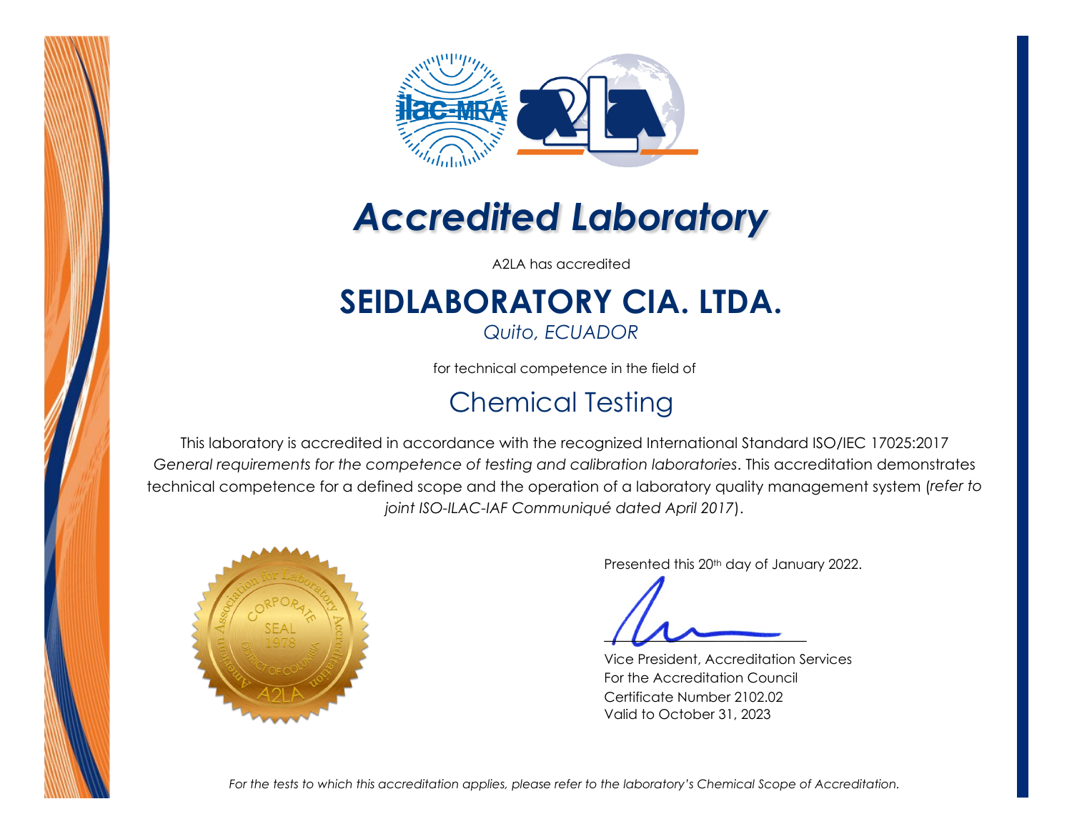# Accredited Laboratory

A2LA has accredited

## SEIDLABORATORY CIA. LTDA.

*Quito, ECUADOR*

for technical competence in the field of

## Chemical Testing

This laboratory is accredited in accordance with the recognized International Standard ISO/IEC 17025:2017 *General requirements for the competence of testing and calibration laboratories*. This accreditation demonstrates technical competence for a defined scope and the operation of a laboratory quality management system (*refer to joint ISO-ILAC-IAF Communiqué dated April 2017*).

Presented this 20th day of January 2022.

Vice President, Accreditation Services
For the Accreditation Council
Certificate Number 2102.02
Valid to October 31, 2023

*For the tests to which this accreditation applies, please refer to the laboratory's Chemical Scope of Accreditation.*